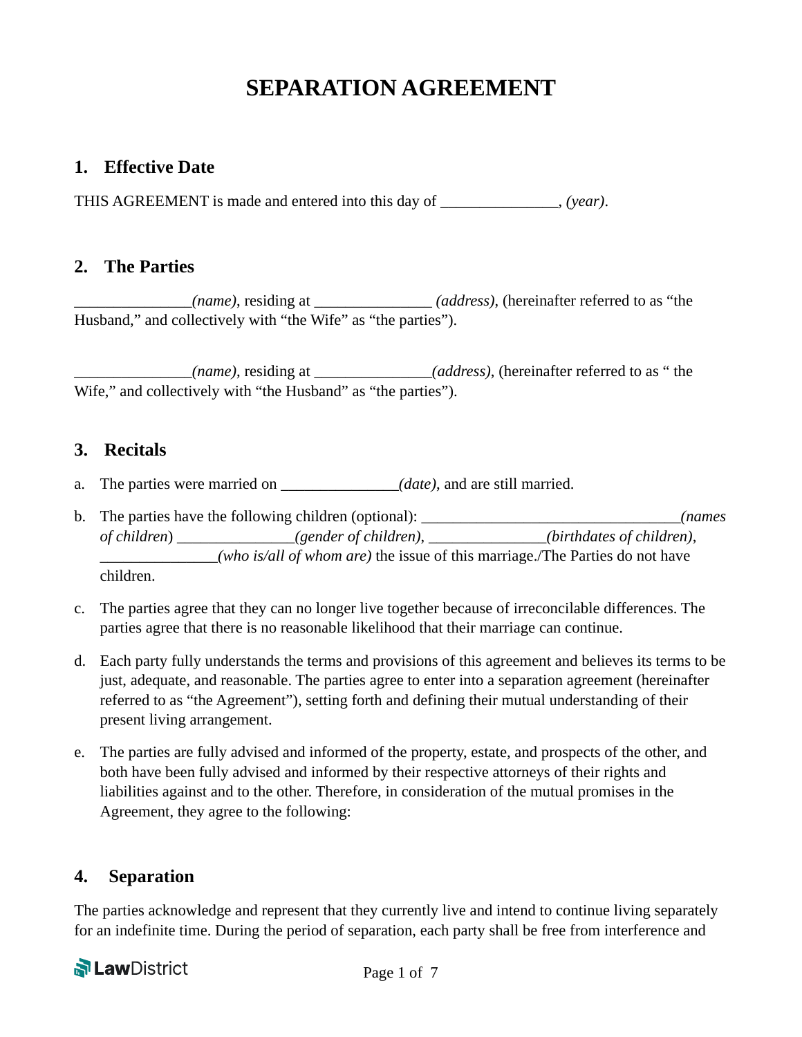# SEPARATION AGREEMENT

## 1. Effective Date

THIS AGREEMENT is made and entered into this day of _______________, *(year)*.

## 2. The Parties

_______________*(name)*, residing at _______________ *(address)*, (hereinafter referred to as "the Husband," and collectively with "the Wife" as "the parties").

_______________*(name)*, residing at _______________*(address)*, (hereinafter referred to as " the Wife," and collectively with "the Husband" as "the parties").

## 3. Recitals

a. The parties were married on _______________*(date)*, and are still married.

b. The parties have the following children (optional): _________________________________*(names of children*) _______________*(gender of children)*, _______________*(birthdates of children)*, _______________*(who is/all of whom are)* the issue of this marriage./The Parties do not have children.

c. The parties agree that they can no longer live together because of irreconcilable differences. The parties agree that there is no reasonable likelihood that their marriage can continue.

d. Each party fully understands the terms and provisions of this agreement and believes its terms to be just, adequate, and reasonable. The parties agree to enter into a separation agreement (hereinafter referred to as "the Agreement"), setting forth and defining their mutual understanding of their present living arrangement.

e. The parties are fully advised and informed of the property, estate, and prospects of the other, and both have been fully advised and informed by their respective attorneys of their rights and liabilities against and to the other. Therefore, in consideration of the mutual promises in the Agreement, they agree to the following:

## 4. Separation

The parties acknowledge and represent that they currently live and intend to continue living separately for an indefinite time. During the period of separation, each party shall be free from interference and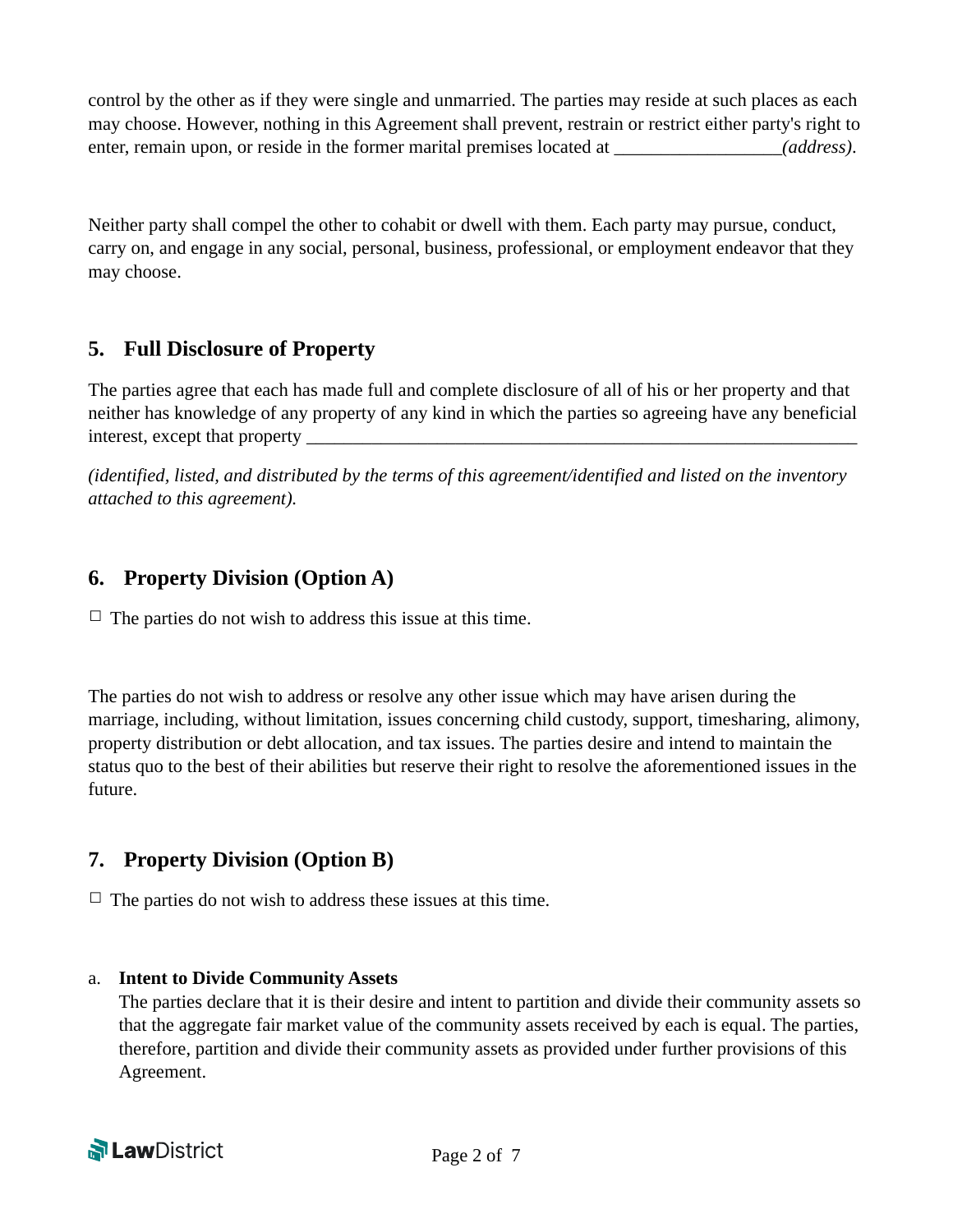control by the other as if they were single and unmarried. The parties may reside at such places as each may choose. However, nothing in this Agreement shall prevent, restrain or restrict either party's right to enter, remain upon, or reside in the former marital premises located at __________________*(address)*.

Neither party shall compel the other to cohabit or dwell with them. Each party may pursue, conduct, carry on, and engage in any social, personal, business, professional, or employment endeavor that they may choose.

## 5. Full Disclosure of Property

The parties agree that each has made full and complete disclosure of all of his or her property and that neither has knowledge of any property of any kind in which the parties so agreeing have any beneficial interest, except that property _______________________________________________________________

*(identified, listed, and distributed by the terms of this agreement/identified and listed on the inventory attached to this agreement).*

## 6. Property Division (Option A)

☐ The parties do not wish to address this issue at this time.

The parties do not wish to address or resolve any other issue which may have arisen during the marriage, including, without limitation, issues concerning child custody, support, timesharing, alimony, property distribution or debt allocation, and tax issues. The parties desire and intend to maintain the status quo to the best of their abilities but reserve their right to resolve the aforementioned issues in the future.

## 7. Property Division (Option B)

☐ The parties do not wish to address these issues at this time.

a. **Intent to Divide Community Assets**
The parties declare that it is their desire and intent to partition and divide their community assets so that the aggregate fair market value of the community assets received by each is equal. The parties, therefore, partition and divide their community assets as provided under further provisions of this Agreement.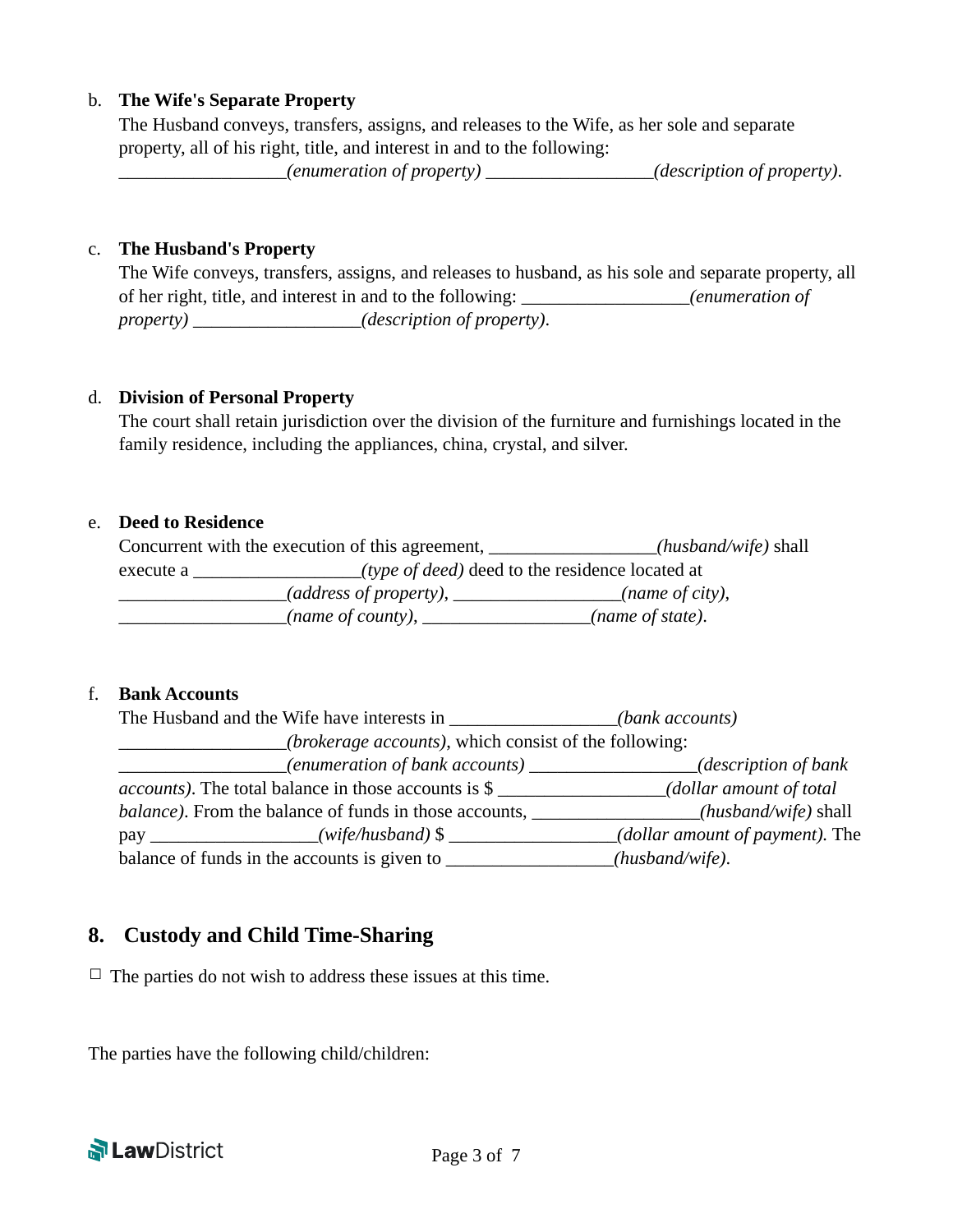b. **The Wife's Separate Property**

The Husband conveys, transfers, assigns, and releases to the Wife, as her sole and separate property, all of his right, title, and interest in and to the following: __________________*(enumeration of property)* __________________*(description of property)*.

c. **The Husband's Property**

The Wife conveys, transfers, assigns, and releases to husband, as his sole and separate property, all of her right, title, and interest in and to the following: __________________*(enumeration of property)* __________________*(description of property)*.

d. **Division of Personal Property**

The court shall retain jurisdiction over the division of the furniture and furnishings located in the family residence, including the appliances, china, crystal, and silver.

e. **Deed to Residence**

Concurrent with the execution of this agreement, __________________*(husband/wife)* shall execute a __________________*(type of deed)* deed to the residence located at __________________*(address of property)*, __________________*(name of city)*, __________________*(name of county)*, __________________*(name of state)*.

f. **Bank Accounts**

The Husband and the Wife have interests in __________________*(bank accounts)* __________________*(brokerage accounts)*, which consist of the following: __________________*(enumeration of bank accounts)* __________________*(description of bank accounts)*. The total balance in those accounts is $ __________________*(dollar amount of total balance)*. From the balance of funds in those accounts, __________________*(husband/wife)* shall pay __________________*(wife/husband)* $ __________________*(dollar amount of payment)*. The balance of funds in the accounts is given to __________________*(husband/wife)*.

## 8. Custody and Child Time-Sharing

☐ The parties do not wish to address these issues at this time.

The parties have the following child/children: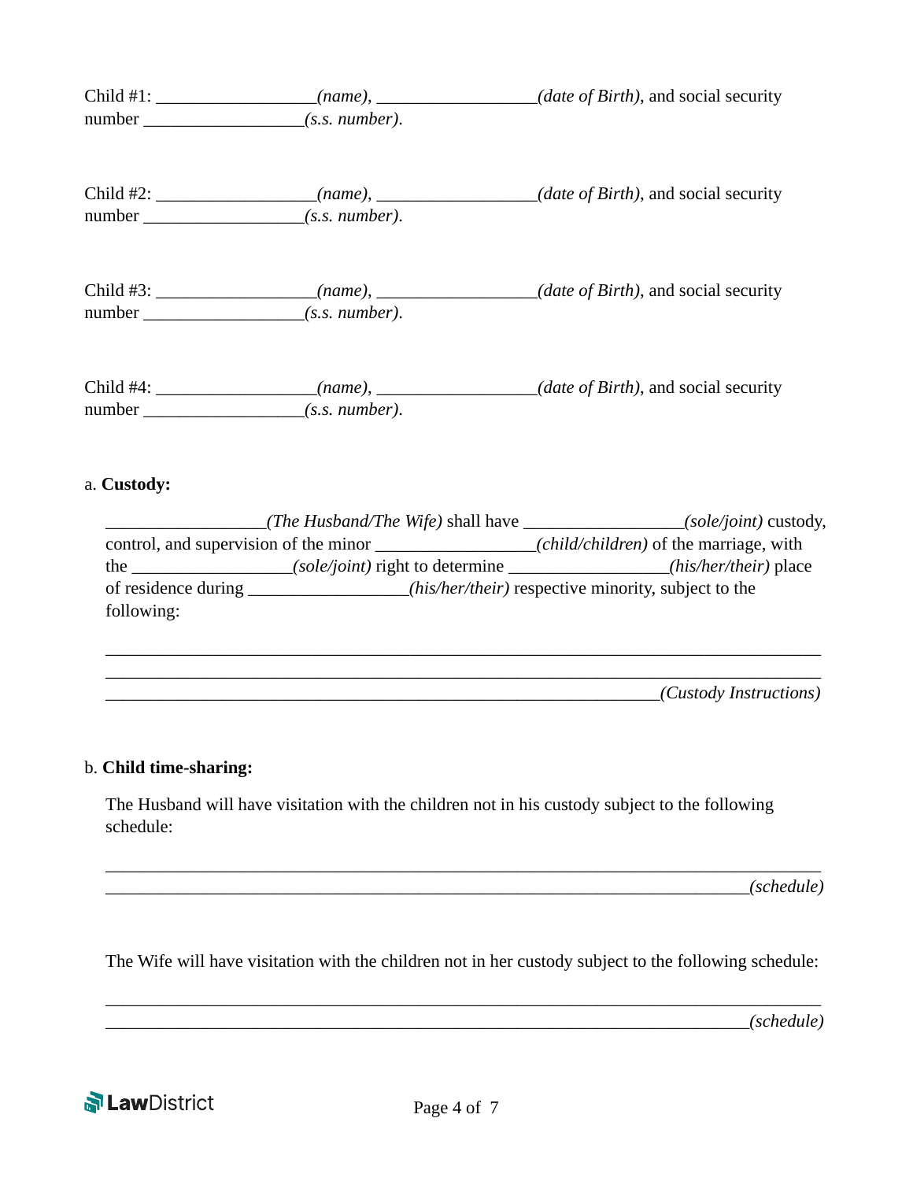Child #1: __________________*(name)*, __________________*(date of Birth)*, and social security number __________________*(s.s. number)*.

Child #2: __________________*(name)*, __________________*(date of Birth)*, and social security number __________________*(s.s. number)*.

Child #3: __________________*(name)*, __________________*(date of Birth)*, and social security number __________________*(s.s. number)*.

Child #4: __________________*(name)*, __________________*(date of Birth)*, and social security number __________________*(s.s. number)*.

a. **Custody:**

__________________*(The Husband/The Wife)* shall have __________________*(sole/joint)* custody, control, and supervision of the minor __________________*(child/children)* of the marriage, with the __________________*(sole/joint)* right to determine __________________*(his/her/their)* place of residence during __________________*(his/her/their)* respective minority, subject to the following:

__________________________________________________________________________________
__________________________________________________________________________________
_______________________________________________________________*(Custody Instructions)*

b. **Child time-sharing:**

The Husband will have visitation with the children not in his custody subject to the following schedule:

__________________________________________________________________________________
__________________________________________________________________________*(schedule)*

The Wife will have visitation with the children not in her custody subject to the following schedule:

__________________________________________________________________________________
__________________________________________________________________________*(schedule)*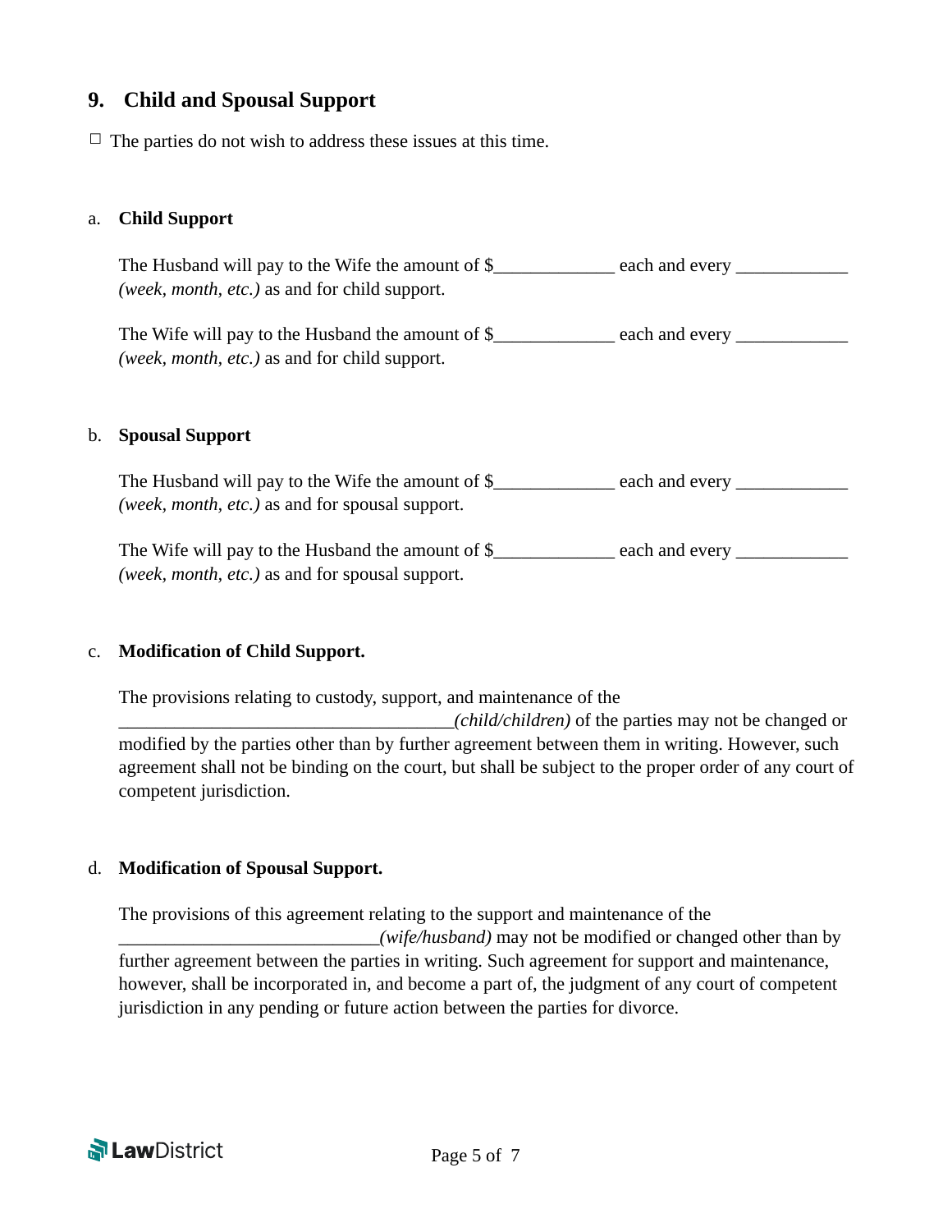## 9. Child and Spousal Support

☐ The parties do not wish to address these issues at this time.

a. **Child Support**

The Husband will pay to the Wife the amount of $_____________ each and every ____________ *(week, month, etc.)* as and for child support.

The Wife will pay to the Husband the amount of $_____________ each and every ____________ *(week, month, etc.)* as and for child support.

b. **Spousal Support**

The Husband will pay to the Wife the amount of $_____________ each and every ____________ *(week, month, etc.)* as and for spousal support.

The Wife will pay to the Husband the amount of $_____________ each and every ____________ *(week, month, etc.)* as and for spousal support.

c. **Modification of Child Support.**

The provisions relating to custody, support, and maintenance of the _____________________________________*(child/children)* of the parties may not be changed or modified by the parties other than by further agreement between them in writing. However, such agreement shall not be binding on the court, but shall be subject to the proper order of any court of competent jurisdiction.

d. **Modification of Spousal Support.**

The provisions of this agreement relating to the support and maintenance of the ____________________________*(wife/husband)* may not be modified or changed other than by further agreement between the parties in writing. Such agreement for support and maintenance, however, shall be incorporated in, and become a part of, the judgment of any court of competent jurisdiction in any pending or future action between the parties for divorce.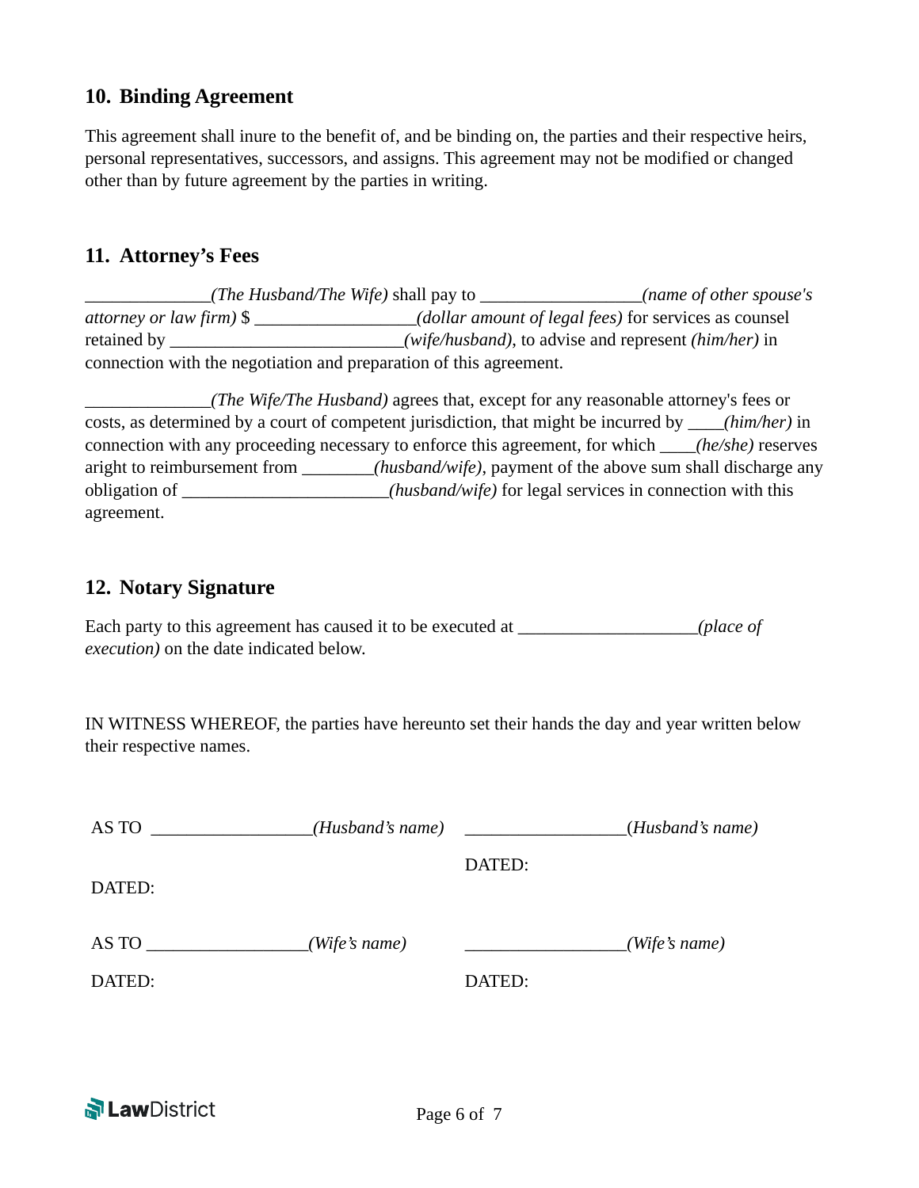## 10. Binding Agreement

This agreement shall inure to the benefit of, and be binding on, the parties and their respective heirs, personal representatives, successors, and assigns. This agreement may not be modified or changed other than by future agreement by the parties in writing.

## 11. Attorney's Fees

______________*(The Husband/The Wife)* shall pay to __________________*(name of other spouse's attorney or law firm)* $ __________________*(dollar amount of legal fees)* for services as counsel retained by __________________________*(wife/husband)*, to advise and represent *(him/her)* in connection with the negotiation and preparation of this agreement.

______________*(The Wife/The Husband)* agrees that, except for any reasonable attorney's fees or costs, as determined by a court of competent jurisdiction, that might be incurred by ____*(him/her)* in connection with any proceeding necessary to enforce this agreement, for which ____*(he/she)* reserves aright to reimbursement from ________*(husband/wife)*, payment of the above sum shall discharge any obligation of _______________________*(husband/wife)* for legal services in connection with this agreement.

## 12. Notary Signature

Each party to this agreement has caused it to be executed at ____________________*(place of execution)* on the date indicated below.

IN WITNESS WHEREOF, the parties have hereunto set their hands the day and year written below their respective names.

AS TO __________________*(Husband's name)*

DATED:

__________________*(Husband's name)*

DATED:

AS TO __________________*(Wife's name)*

DATED:

__________________*(Wife's name)*

DATED: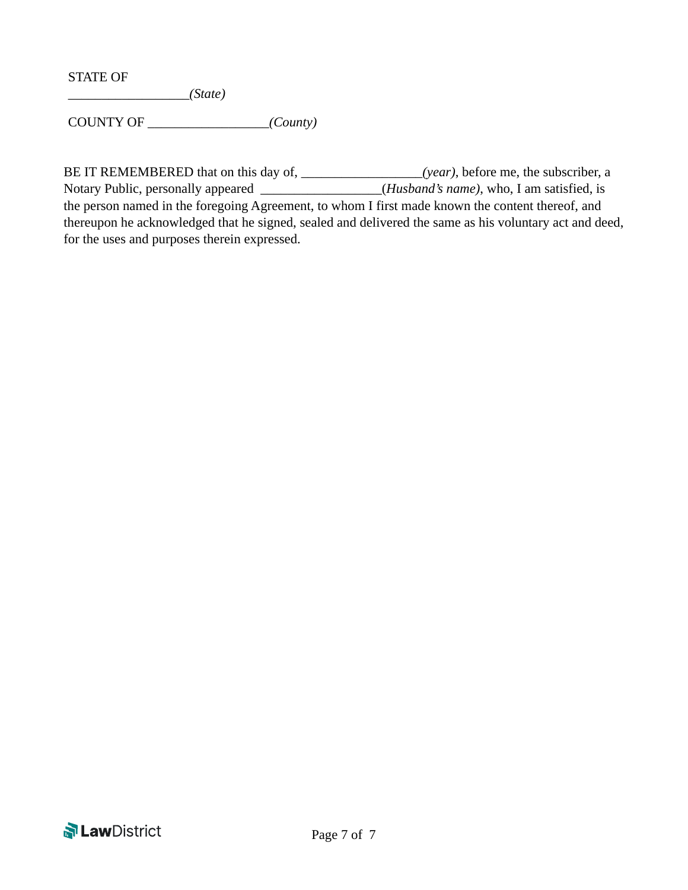STATE OF
__________________*(State)*

COUNTY OF __________________*(County)*

BE IT REMEMBERED that on this day of, __________________*(year)*, before me, the subscriber, a Notary Public, personally appeared __________________(*Husband's name)*, who, I am satisfied, is the person named in the foregoing Agreement, to whom I first made known the content thereof, and thereupon he acknowledged that he signed, sealed and delivered the same as his voluntary act and deed, for the uses and purposes therein expressed.